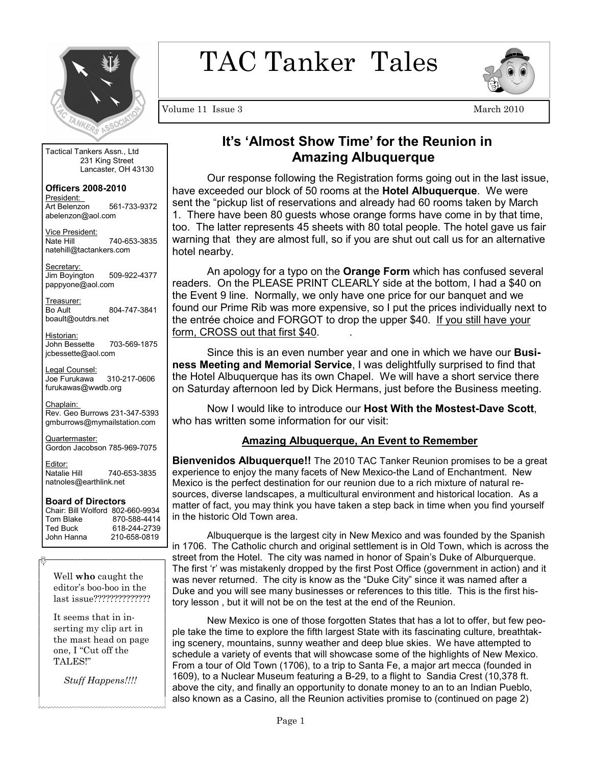# TAC Tanker Tales

Volume 11 Issue 3 March 2010

## It's 'Almost Show Time' for the Reunion in Amazing Albuquerque

Our response following the Registration forms going out in the last issue, have exceeded our block of 50 rooms at the **Hotel Albuquerque**. We were sent the "pickup list of reservations and already had 60 rooms taken by March 1. There have been 80 guests whose orange forms have come in by that time, too. The latter represents 45 sheets with 80 total people. The hotel gave us fair warning that they are almost full, so if you are shut out call us for an alternative hotel nearby.

An apology for a typo on the **Orange Form** which has confused several readers. On the PLEASE PRINT CLEARLY side at the bottom, I had a $40 on the Event 9 line. Normally, we only have one price for our banquet and we found our Prime Rib was more expensive, so I put the prices individually next to the entrée choice and FORGOT to drop the upper $40. If you still have your form, CROSS out that first $40.

Since this is an even number year and one in which we have our **Business Meeting and Memorial Service**, I was delightfully surprised to find that the Hotel Albuquerque has its own Chapel. We will have a short service there on Saturday afternoon led by Dick Hermans, just before the Business meeting.

Now I would like to introduce our **Host With the Mostest-Dave Scott**, who has written some information for our visit:

### Amazing Albuquerque, An Event to Remember

**Bienvenidos Albuquerque!!** The 2010 TAC Tanker Reunion promises to be a great experience to enjoy the many facets of New Mexico-the Land of Enchantment. New Mexico is the perfect destination for our reunion due to a rich mixture of natural resources, diverse landscapes, a multicultural environment and historical location. As a matter of fact, you may think you have taken a step back in time when you find yourself in the historic Old Town area.

Albuquerque is the largest city in New Mexico and was founded by the Spanish in 1706. The Catholic church and original settlement is in Old Town, which is across the street from the Hotel. The city was named in honor of Spain's Duke of Alburquerque. The first 'r' was mistakenly dropped by the first Post Office (government in action) and it was never returned. The city is know as the "Duke City" since it was named after a Duke and you will see many businesses or references to this title. This is the first history lesson , but it will not be on the test at the end of the Reunion.

New Mexico is one of those forgotten States that has a lot to offer, but few people take the time to explore the fifth largest State with its fascinating culture, breathtaking scenery, mountains, sunny weather and deep blue skies. We have attempted to schedule a variety of events that will showcase some of the highlights of New Mexico. From a tour of Old Town (1706), to a trip to Santa Fe, a major art mecca (founded in 1609), to a Nuclear Museum featuring a B-29, to a flight to Sandia Crest (10,378 ft. above the city, and finally an opportunity to donate money to an to an Indian Pueblo, also known as a Casino, all the Reunion activities promise to (continued on page 2)

---

Tactical Tankers Assn., Ltd
231 King Street
Lancaster, OH 43130

**Officers 2008-2010**

President:
Art Belenzon 561-733-9372
abelenzon@aol.com

Vice President:
Nate Hill 740-653-3835
natehill@tactankers.com

Secretary:
Jim Boyington 509-922-4377
pappyone@aol.com

Treasurer:
Bo Ault 804-747-3841
boault@outdrs.net

Historian:
John Bessette 703-569-1875
jcbessette@aol.com

Legal Counsel:
Joe Furukawa 310-217-0606
furukawas@wwdb.org

Chaplain:
Rev. Geo Burrows 231-347-5393
gmburrows@mymailstation.com

Quartermaster:
Gordon Jacobson 785-969-7075

Editor:
Natalie Hill 740-653-3835
natnoles@earthlink.net

**Board of Directors**

Chair: Bill Wolford 802-660-9934
Tom Blake 870-588-4414
Ted Buck 618-244-2739
John Hanna 210-658-0819

---

Well **who** caught the editor's boo-boo in the last issue??????????????

It seems that in inserting my clip art in the mast head on page one, I "Cut off the TALES!"

*Stuff Happens!!!!*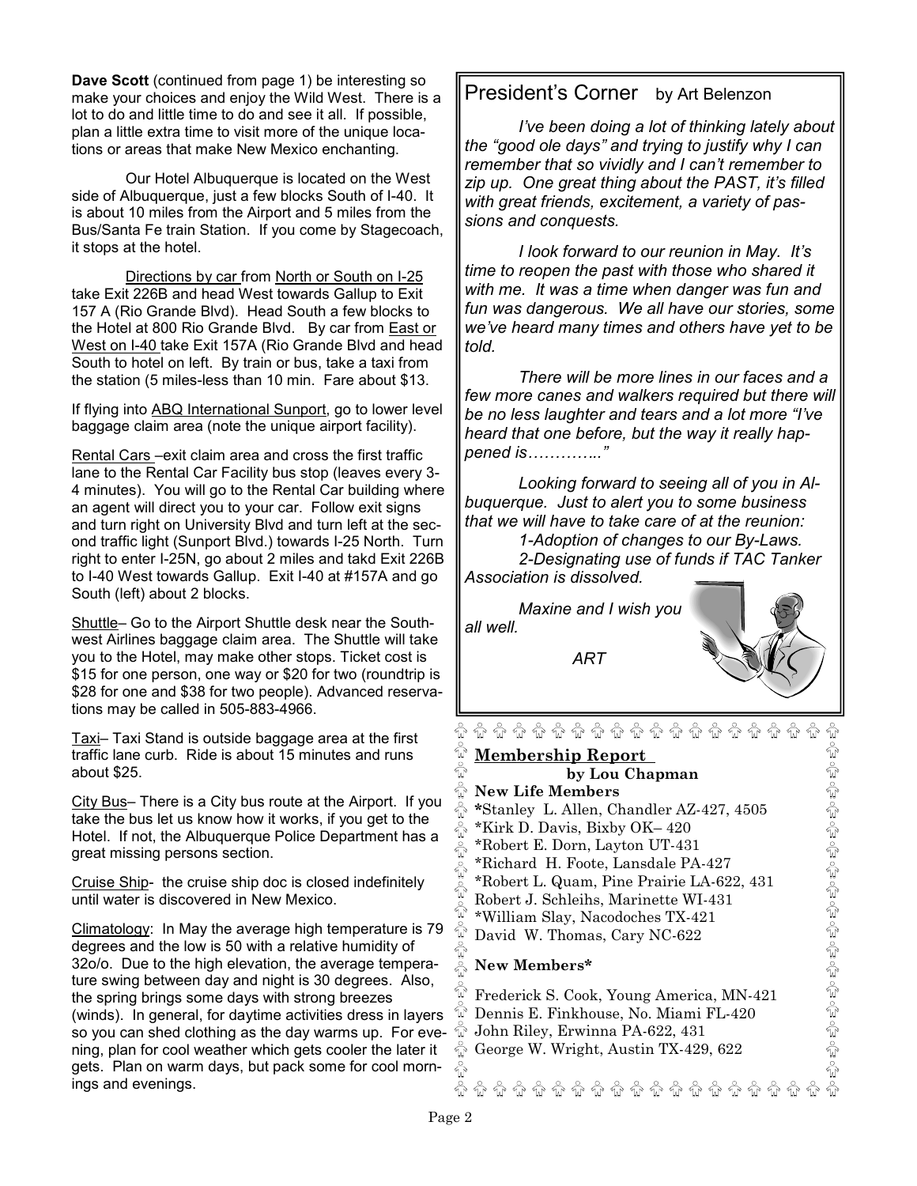**Dave Scott** (continued from page 1) be interesting so make your choices and enjoy the Wild West. There is a lot to do and little time to do and see it all. If possible, plan a little extra time to visit more of the unique locations or areas that make New Mexico enchanting.

Our Hotel Albuquerque is located on the West side of Albuquerque, just a few blocks South of I-40. It is about 10 miles from the Airport and 5 miles from the Bus/Santa Fe train Station. If you come by Stagecoach, it stops at the hotel.

Directions by car from North or South on I-25 take Exit 226B and head West towards Gallup to Exit 157 A (Rio Grande Blvd). Head South a few blocks to the Hotel at 800 Rio Grande Blvd. By car from East or West on I-40 take Exit 157A (Rio Grande Blvd and head South to hotel on left. By train or bus, take a taxi from the station (5 miles-less than 10 min. Fare about $13.

If flying into ABQ International Sunport, go to lower level baggage claim area (note the unique airport facility).

Rental Cars –exit claim area and cross the first traffic lane to the Rental Car Facility bus stop (leaves every 3-4 minutes). You will go to the Rental Car building where an agent will direct you to your car. Follow exit signs and turn right on University Blvd and turn left at the second traffic light (Sunport Blvd.) towards I-25 North. Turn right to enter I-25N, go about 2 miles and takd Exit 226B to I-40 West towards Gallup. Exit I-40 at #157A and go South (left) about 2 blocks.

Shuttle– Go to the Airport Shuttle desk near the Southwest Airlines baggage claim area. The Shuttle will take you to the Hotel, may make other stops. Ticket cost is $15 for one person, one way or $20 for two (roundtrip is $28 for one and $38 for two people). Advanced reservations may be called in 505-883-4966.

Taxi– Taxi Stand is outside baggage area at the first traffic lane curb. Ride is about 15 minutes and runs about $25.

City Bus– There is a City bus route at the Airport. If you take the bus let us know how it works, if you get to the Hotel. If not, the Albuquerque Police Department has a great missing persons section.

Cruise Ship- the cruise ship doc is closed indefinitely until water is discovered in New Mexico.

Climatology: In May the average high temperature is 79 degrees and the low is 50 with a relative humidity of 32o/o. Due to the high elevation, the average temperature swing between day and night is 30 degrees. Also, the spring brings some days with strong breezes (winds). In general, for daytime activities dress in layers so you can shed clothing as the day warms up. For evening, plan for cool weather which gets cooler the later it gets. Plan on warm days, but pack some for cool mornings and evenings.

## President's Corner by Art Belenzon

*I've been doing a lot of thinking lately about the "good ole days" and trying to justify why I can remember that so vividly and I can't remember to zip up. One great thing about the PAST, it's filled with great friends, excitement, a variety of passions and conquests.*

*I look forward to our reunion in May. It's time to reopen the past with those who shared it with me. It was a time when danger was fun and fun was dangerous. We all have our stories, some we've heard many times and others have yet to be told.*

*There will be more lines in our faces and a few more canes and walkers required but there will be no less laughter and tears and a lot more "I've heard that one before, but the way it really happened is…………."*

*Looking forward to seeing all of you in Albuquerque. Just to alert you to some business that we will have to take care of at the reunion:*

*1-Adoption of changes to our By-Laws.*

*2-Designating use of funds if TAC Tanker Association is dissolved.*

*Maxine and I wish you all well.*

*ART*

## Membership Report

**by Lou Chapman**

**New Life Members**

*Stanley L. Allen, Chandler AZ-427, 4505
*Kirk D. Davis, Bixby OK– 420
*Robert E. Dorn, Layton UT-431
*Richard H. Foote, Lansdale PA-427
*Robert L. Quam, Pine Prairie LA-622, 431
Robert J. Schleihs, Marinette WI-431
*William Slay, Nacodoches TX-421
David W. Thomas, Cary NC-622

**New Members***

Frederick S. Cook, Young America, MN-421
Dennis E. Finkhouse, No. Miami FL-420
John Riley, Erwinna PA-622, 431
George W. Wright, Austin TX-429, 622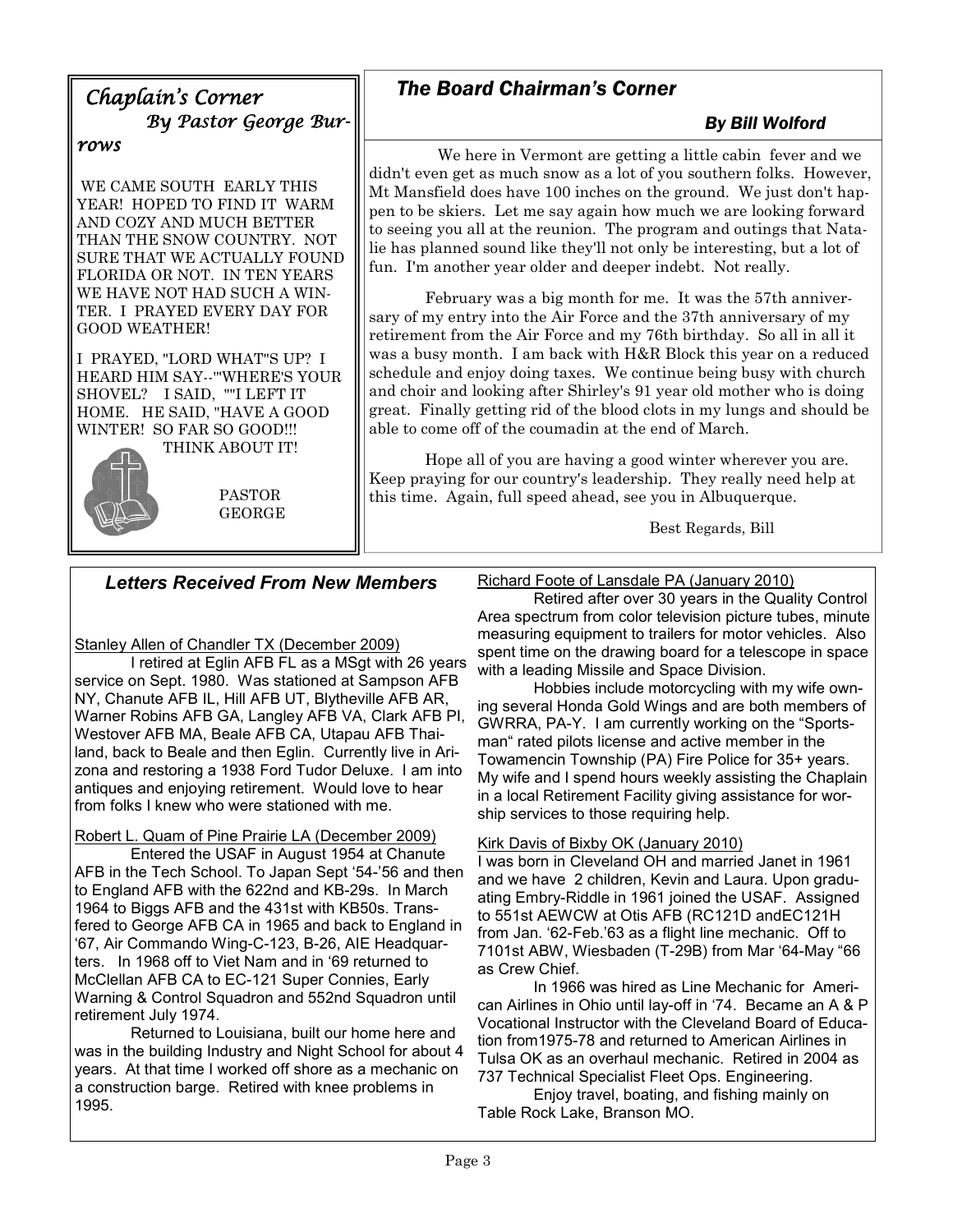## *Chaplain's Corner*

*By Pastor George Burrows*

WE CAME SOUTH EARLY THIS YEAR! HOPED TO FIND IT WARM AND COZY AND MUCH BETTER THAN THE SNOW COUNTRY. NOT SURE THAT WE ACTUALLY FOUND FLORIDA OR NOT. IN TEN YEARS WE HAVE NOT HAD SUCH A WINTER. I PRAYED EVERY DAY FOR GOOD WEATHER!

I PRAYED, "LORD WHAT"S UP? I HEARD HIM SAY--""WHERE'S YOUR SHOVEL? I SAID, ""I LEFT IT HOME. HE SAID, "HAVE A GOOD WINTER! SO FAR SO GOOD!!!

THINK ABOUT IT!

PASTOR GEORGE

## *The Board Chairman's Corner*

***By Bill Wolford***

We here in Vermont are getting a little cabin fever and we didn't even get as much snow as a lot of you southern folks. However, Mt Mansfield does have 100 inches on the ground. We just don't happen to be skiers. Let me say again how much we are looking forward to seeing you all at the reunion. The program and outings that Natalie has planned sound like they'll not only be interesting, but a lot of fun. I'm another year older and deeper indebt. Not really.

February was a big month for me. It was the 57th anniversary of my entry into the Air Force and the 37th anniversary of my retirement from the Air Force and my 76th birthday. So all in all it was a busy month. I am back with H&R Block this year on a reduced schedule and enjoy doing taxes. We continue being busy with church and choir and looking after Shirley's 91 year old mother who is doing great. Finally getting rid of the blood clots in my lungs and should be able to come off of the coumadin at the end of March.

Hope all of you are having a good winter wherever you are. Keep praying for our country's leadership. They really need help at this time. Again, full speed ahead, see you in Albuquerque.

Best Regards, Bill

## *Letters Received From New Members*

Stanley Allen of Chandler TX (December 2009)

I retired at Eglin AFB FL as a MSgt with 26 years service on Sept. 1980. Was stationed at Sampson AFB NY, Chanute AFB IL, Hill AFB UT, Blytheville AFB AR, Warner Robins AFB GA, Langley AFB VA, Clark AFB PI, Westover AFB MA, Beale AFB CA, Utapau AFB Thailand, back to Beale and then Eglin. Currently live in Arizona and restoring a 1938 Ford Tudor Deluxe. I am into antiques and enjoying retirement. Would love to hear from folks I knew who were stationed with me.

Robert L. Quam of Pine Prairie LA (December 2009)

Entered the USAF in August 1954 at Chanute AFB in the Tech School. To Japan Sept '54-'56 and then to England AFB with the 622nd and KB-29s. In March 1964 to Biggs AFB and the 431st with KB50s. Transfered to George AFB CA in 1965 and back to England in '67, Air Commando Wing-C-123, B-26, AIE Headquarters. In 1968 off to Viet Nam and in '69 returned to McClellan AFB CA to EC-121 Super Connies, Early Warning & Control Squadron and 552nd Squadron until retirement July 1974.

Returned to Louisiana, built our home here and was in the building Industry and Night School for about 4 years. At that time I worked off shore as a mechanic on a construction barge. Retired with knee problems in 1995.

Richard Foote of Lansdale PA (January 2010)

Retired after over 30 years in the Quality Control Area spectrum from color television picture tubes, minute measuring equipment to trailers for motor vehicles. Also spent time on the drawing board for a telescope in space with a leading Missile and Space Division.

Hobbies include motorcycling with my wife owning several Honda Gold Wings and are both members of GWRRA, PA-Y. I am currently working on the "Sportsman" rated pilots license and active member in the Towamencin Township (PA) Fire Police for 35+ years. My wife and I spend hours weekly assisting the Chaplain in a local Retirement Facility giving assistance for worship services to those requiring help.

Kirk Davis of Bixby OK (January 2010)

I was born in Cleveland OH and married Janet in 1961 and we have 2 children, Kevin and Laura. Upon graduating Embry-Riddle in 1961 joined the USAF. Assigned to 551st AEWCW at Otis AFB (RC121D andEC121H from Jan. '62-Feb.'63 as a flight line mechanic. Off to 7101st ABW, Wiesbaden (T-29B) from Mar '64-May "66 as Crew Chief.

In 1966 was hired as Line Mechanic for American Airlines in Ohio until lay-off in '74. Became an A & P Vocational Instructor with the Cleveland Board of Education from1975-78 and returned to American Airlines in Tulsa OK as an overhaul mechanic. Retired in 2004 as 737 Technical Specialist Fleet Ops. Engineering.

Enjoy travel, boating, and fishing mainly on Table Rock Lake, Branson MO.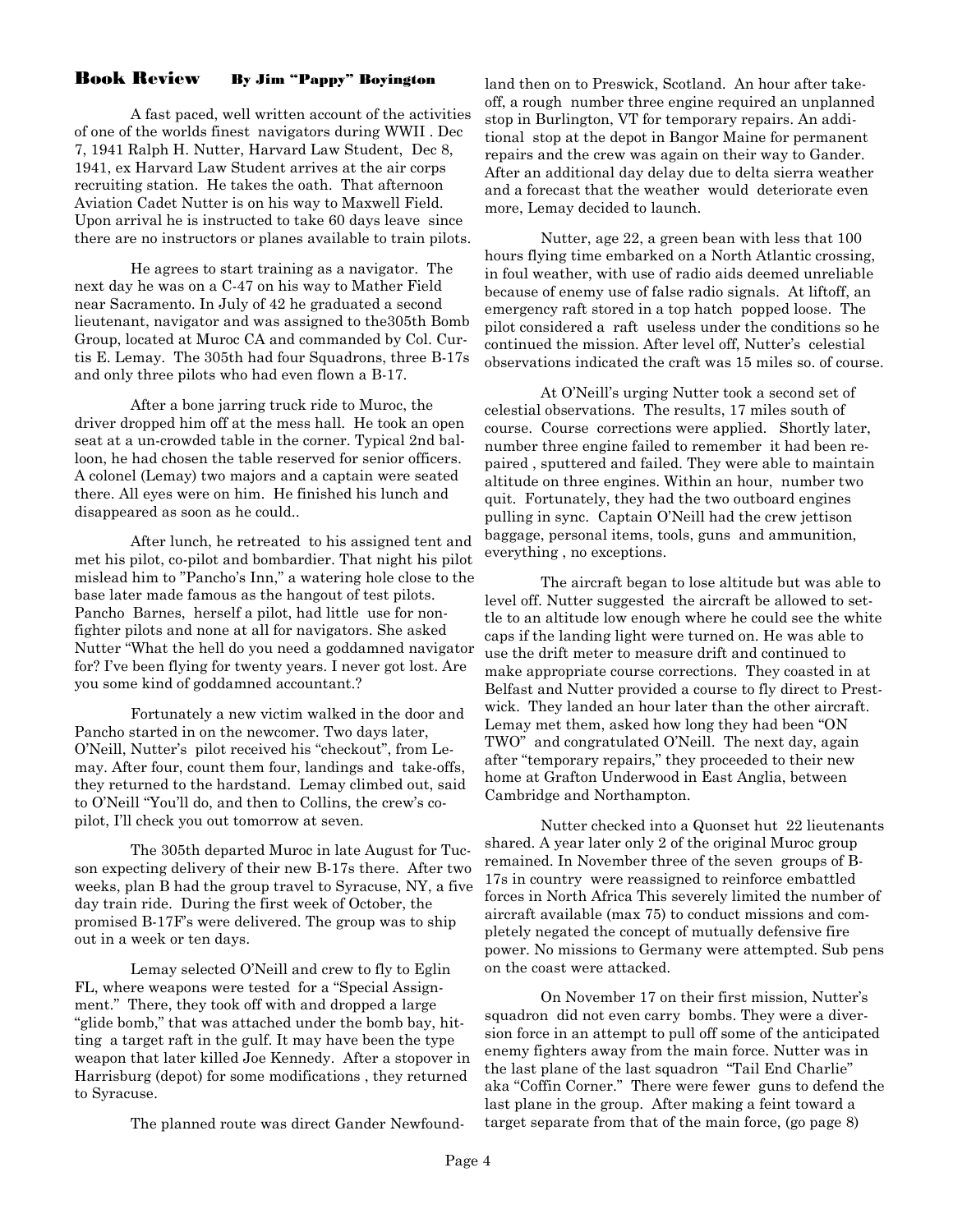## Book Review By Jim "Pappy" Boyington

A fast paced, well written account of the activities of one of the worlds finest navigators during WWII . Dec 7, 1941 Ralph H. Nutter, Harvard Law Student, Dec 8, 1941, ex Harvard Law Student arrives at the air corps recruiting station. He takes the oath. That afternoon Aviation Cadet Nutter is on his way to Maxwell Field. Upon arrival he is instructed to take 60 days leave since there are no instructors or planes available to train pilots.

He agrees to start training as a navigator. The next day he was on a C-47 on his way to Mather Field near Sacramento. In July of 42 he graduated a second lieutenant, navigator and was assigned to the305th Bomb Group, located at Muroc CA and commanded by Col. Curtis E. Lemay. The 305th had four Squadrons, three B-17s and only three pilots who had even flown a B-17.

After a bone jarring truck ride to Muroc, the driver dropped him off at the mess hall. He took an open seat at a un-crowded table in the corner. Typical 2nd balloon, he had chosen the table reserved for senior officers. A colonel (Lemay) two majors and a captain were seated there. All eyes were on him. He finished his lunch and disappeared as soon as he could..

After lunch, he retreated to his assigned tent and met his pilot, co-pilot and bombardier. That night his pilot mislead him to "Pancho's Inn," a watering hole close to the base later made famous as the hangout of test pilots. Pancho Barnes, herself a pilot, had little use for non-fighter pilots and none at all for navigators. She asked Nutter "What the hell do you need a goddamned navigator for? I've been flying for twenty years. I never got lost. Are you some kind of goddamned accountant.?

Fortunately a new victim walked in the door and Pancho started in on the newcomer. Two days later, O'Neill, Nutter's pilot received his "checkout", from Lemay. After four, count them four, landings and take-offs, they returned to the hardstand. Lemay climbed out, said to O'Neill "You'll do, and then to Collins, the crew's co-pilot, I'll check you out tomorrow at seven.

The 305th departed Muroc in late August for Tucson expecting delivery of their new B-17s there. After two weeks, plan B had the group travel to Syracuse, NY, a five day train ride. During the first week of October, the promised B-17F's were delivered. The group was to ship out in a week or ten days.

Lemay selected O'Neill and crew to fly to Eglin FL, where weapons were tested for a "Special Assignment." There, they took off with and dropped a large "glide bomb," that was attached under the bomb bay, hitting a target raft in the gulf. It may have been the type weapon that later killed Joe Kennedy. After a stopover in Harrisburg (depot) for some modifications , they returned to Syracuse.

The planned route was direct Gander Newfoundland then on to Preswick, Scotland. An hour after take-off, a rough number three engine required an unplanned stop in Burlington, VT for temporary repairs. An additional stop at the depot in Bangor Maine for permanent repairs and the crew was again on their way to Gander. After an additional day delay due to delta sierra weather and a forecast that the weather would deteriorate even more, Lemay decided to launch.

Nutter, age 22, a green bean with less that 100 hours flying time embarked on a North Atlantic crossing, in foul weather, with use of radio aids deemed unreliable because of enemy use of false radio signals. At liftoff, an emergency raft stored in a top hatch popped loose. The pilot considered a raft useless under the conditions so he continued the mission. After level off, Nutter's celestial observations indicated the craft was 15 miles so. of course.

At O'Neill's urging Nutter took a second set of celestial observations. The results, 17 miles south of course. Course corrections were applied. Shortly later, number three engine failed to remember it had been repaired , sputtered and failed. They were able to maintain altitude on three engines. Within an hour, number two quit. Fortunately, they had the two outboard engines pulling in sync. Captain O'Neill had the crew jettison baggage, personal items, tools, guns and ammunition, everything , no exceptions.

The aircraft began to lose altitude but was able to level off. Nutter suggested the aircraft be allowed to settle to an altitude low enough where he could see the white caps if the landing light were turned on. He was able to use the drift meter to measure drift and continued to make appropriate course corrections. They coasted in at Belfast and Nutter provided a course to fly direct to Prestwick. They landed an hour later than the other aircraft. Lemay met them, asked how long they had been "ON TWO" and congratulated O'Neill. The next day, again after "temporary repairs," they proceeded to their new home at Grafton Underwood in East Anglia, between Cambridge and Northampton.

Nutter checked into a Quonset hut 22 lieutenants shared. A year later only 2 of the original Muroc group remained. In November three of the seven groups of B-17s in country were reassigned to reinforce embattled forces in North Africa This severely limited the number of aircraft available (max 75) to conduct missions and completely negated the concept of mutually defensive fire power. No missions to Germany were attempted. Sub pens on the coast were attacked.

On November 17 on their first mission, Nutter's squadron did not even carry bombs. They were a diversion force in an attempt to pull off some of the anticipated enemy fighters away from the main force. Nutter was in the last plane of the last squadron "Tail End Charlie" aka "Coffin Corner." There were fewer guns to defend the last plane in the group. After making a feint toward a target separate from that of the main force, (go page 8)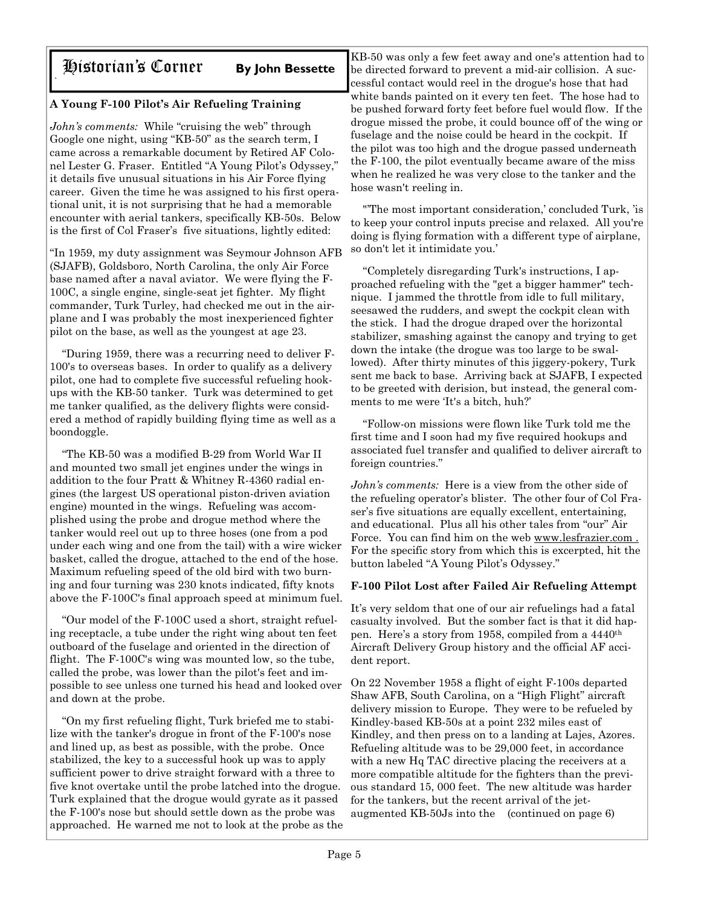# Historian's Corner

**By John Bessette**

### A Young F-100 Pilot's Air Refueling Training

*John's comments:* While "cruising the web" through Google one night, using "KB-50" as the search term, I came across a remarkable document by Retired AF Colonel Lester G. Fraser. Entitled "A Young Pilot's Odyssey," it details five unusual situations in his Air Force flying career. Given the time he was assigned to his first operational unit, it is not surprising that he had a memorable encounter with aerial tankers, specifically KB-50s. Below is the first of Col Fraser's five situations, lightly edited:

"In 1959, my duty assignment was Seymour Johnson AFB (SJAFB), Goldsboro, North Carolina, the only Air Force base named after a naval aviator. We were flying the F-100C, a single engine, single-seat jet fighter. My flight commander, Turk Turley, had checked me out in the airplane and I was probably the most inexperienced fighter pilot on the base, as well as the youngest at age 23.

"During 1959, there was a recurring need to deliver F-100's to overseas bases. In order to qualify as a delivery pilot, one had to complete five successful refueling hookups with the KB-50 tanker. Turk was determined to get me tanker qualified, as the delivery flights were considered a method of rapidly building flying time as well as a boondoggle.

"The KB-50 was a modified B-29 from World War II and mounted two small jet engines under the wings in addition to the four Pratt & Whitney R-4360 radial engines (the largest US operational piston-driven aviation engine) mounted in the wings. Refueling was accomplished using the probe and drogue method where the tanker would reel out up to three hoses (one from a pod under each wing and one from the tail) with a wire wicker basket, called the drogue, attached to the end of the hose. Maximum refueling speed of the old bird with two burning and four turning was 230 knots indicated, fifty knots above the F-100C's final approach speed at minimum fuel.

"Our model of the F-100C used a short, straight refueling receptacle, a tube under the right wing about ten feet outboard of the fuselage and oriented in the direction of flight. The F-100C's wing was mounted low, so the tube, called the probe, was lower than the pilot's feet and impossible to see unless one turned his head and looked over and down at the probe.

"On my first refueling flight, Turk briefed me to stabilize with the tanker's drogue in front of the F-100's nose and lined up, as best as possible, with the probe. Once stabilized, the key to a successful hook up was to apply sufficient power to drive straight forward with a three to five knot overtake until the probe latched into the drogue. Turk explained that the drogue would gyrate as it passed the F-100's nose but should settle down as the probe was approached. He warned me not to look at the probe as the KB-50 was only a few feet away and one's attention had to be directed forward to prevent a mid-air collision. A successful contact would reel in the drogue's hose that had white bands painted on it every ten feet. The hose had to be pushed forward forty feet before fuel would flow. If the drogue missed the probe, it could bounce off of the wing or fuselage and the noise could be heard in the cockpit. If the pilot was too high and the drogue passed underneath the F-100, the pilot eventually became aware of the miss when he realized he was very close to the tanker and the hose wasn't reeling in.

"'The most important consideration,' concluded Turk, 'is to keep your control inputs precise and relaxed. All you're doing is flying formation with a different type of airplane, so don't let it intimidate you.'

"Completely disregarding Turk's instructions, I approached refueling with the "get a bigger hammer" technique. I jammed the throttle from idle to full military, seesawed the rudders, and swept the cockpit clean with the stick. I had the drogue draped over the horizontal stabilizer, smashing against the canopy and trying to get down the intake (the drogue was too large to be swallowed). After thirty minutes of this jiggery-pokery, Turk sent me back to base. Arriving back at SJAFB, I expected to be greeted with derision, but instead, the general comments to me were 'It's a bitch, huh?'

"Follow-on missions were flown like Turk told me the first time and I soon had my five required hookups and associated fuel transfer and qualified to deliver aircraft to foreign countries."

*John's comments:* Here is a view from the other side of the refueling operator's blister. The other four of Col Fraser's five situations are equally excellent, entertaining, and educational. Plus all his other tales from "our" Air Force. You can find him on the web www.lesfrazier.com . For the specific story from which this is excerpted, hit the button labeled "A Young Pilot's Odyssey."

### F-100 Pilot Lost after Failed Air Refueling Attempt

It's very seldom that one of our air refuelings had a fatal casualty involved. But the somber fact is that it did happen. Here's a story from 1958, compiled from a 4440th Aircraft Delivery Group history and the official AF accident report.

On 22 November 1958 a flight of eight F-100s departed Shaw AFB, South Carolina, on a "High Flight" aircraft delivery mission to Europe. They were to be refueled by Kindley-based KB-50s at a point 232 miles east of Kindley, and then press on to a landing at Lajes, Azores. Refueling altitude was to be 29,000 feet, in accordance with a new Hq TAC directive placing the receivers at a more compatible altitude for the fighters than the previous standard 15, 000 feet. The new altitude was harder for the tankers, but the recent arrival of the jet-augmented KB-50Js into the (continued on page 6)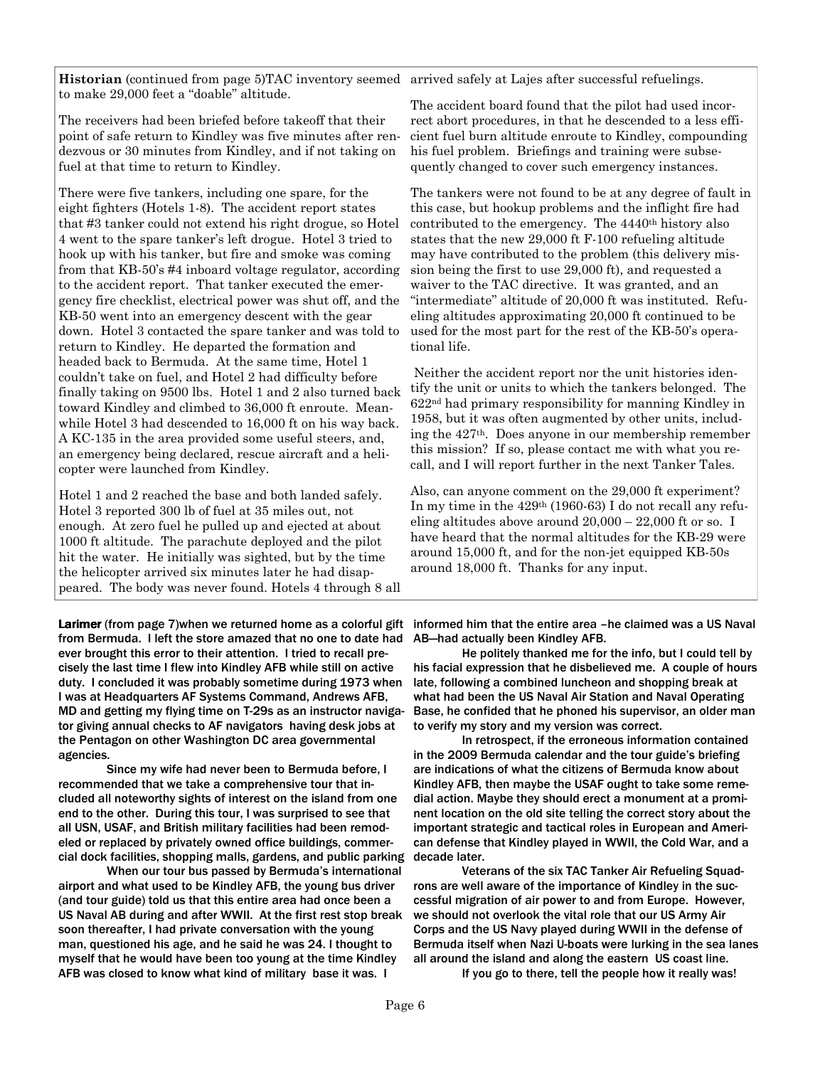**Historian** (continued from page 5)TAC inventory seemed to make 29,000 feet a "doable" altitude.

The receivers had been briefed before takeoff that their point of safe return to Kindley was five minutes after rendezvous or 30 minutes from Kindley, and if not taking on fuel at that time to return to Kindley.

There were five tankers, including one spare, for the eight fighters (Hotels 1-8). The accident report states that #3 tanker could not extend his right drogue, so Hotel 4 went to the spare tanker's left drogue. Hotel 3 tried to hook up with his tanker, but fire and smoke was coming from that KB-50's #4 inboard voltage regulator, according to the accident report. That tanker executed the emergency fire checklist, electrical power was shut off, and the KB-50 went into an emergency descent with the gear down. Hotel 3 contacted the spare tanker and was told to return to Kindley. He departed the formation and headed back to Bermuda. At the same time, Hotel 1 couldn't take on fuel, and Hotel 2 had difficulty before finally taking on 9500 lbs. Hotel 1 and 2 also turned back toward Kindley and climbed to 36,000 ft enroute. Meanwhile Hotel 3 had descended to 16,000 ft on his way back. A KC-135 in the area provided some useful steers, and, an emergency being declared, rescue aircraft and a helicopter were launched from Kindley.

Hotel 1 and 2 reached the base and both landed safely. Hotel 3 reported 300 lb of fuel at 35 miles out, not enough. At zero fuel he pulled up and ejected at about 1000 ft altitude. The parachute deployed and the pilot hit the water. He initially was sighted, but by the time the helicopter arrived six minutes later he had disappeared. The body was never found. Hotels 4 through 8 all arrived safely at Lajes after successful refuelings.

The accident board found that the pilot had used incorrect abort procedures, in that he descended to a less efficient fuel burn altitude enroute to Kindley, compounding his fuel problem. Briefings and training were subsequently changed to cover such emergency instances.

The tankers were not found to be at any degree of fault in this case, but hookup problems and the inflight fire had contributed to the emergency. The 4440th history also states that the new 29,000 ft F-100 refueling altitude may have contributed to the problem (this delivery mission being the first to use 29,000 ft), and requested a waiver to the TAC directive. It was granted, and an "intermediate" altitude of 20,000 ft was instituted. Refueling altitudes approximating 20,000 ft continued to be used for the most part for the rest of the KB-50's operational life.

Neither the accident report nor the unit histories identify the unit or units to which the tankers belonged. The 622nd had primary responsibility for manning Kindley in 1958, but it was often augmented by other units, including the 427th. Does anyone in our membership remember this mission? If so, please contact me with what you recall, and I will report further in the next Tanker Tales.

Also, can anyone comment on the 29,000 ft experiment? In my time in the 429th (1960-63) I do not recall any refueling altitudes above around 20,000 – 22,000 ft or so. I have heard that the normal altitudes for the KB-29 were around 15,000 ft, and for the non-jet equipped KB-50s around 18,000 ft. Thanks for any input.

**Larimer** (from page 7)when we returned home as a colorful gift from Bermuda. I left the store amazed that no one to date had ever brought this error to their attention. I tried to recall precisely the last time I flew into Kindley AFB while still on active duty. I concluded it was probably sometime during 1973 when I was at Headquarters AF Systems Command, Andrews AFB, MD and getting my flying time on T-29s as an instructor navigator giving annual checks to AF navigators having desk jobs at the Pentagon on other Washington DC area governmental agencies.

Since my wife had never been to Bermuda before, I recommended that we take a comprehensive tour that included all noteworthy sights of interest on the island from one end to the other. During this tour, I was surprised to see that all USN, USAF, and British military facilities had been remodeled or replaced by privately owned office buildings, commercial dock facilities, shopping malls, gardens, and public parking

When our tour bus passed by Bermuda's international airport and what used to be Kindley AFB, the young bus driver (and tour guide) told us that this entire area had once been a US Naval AB during and after WWII. At the first rest stop break soon thereafter, I had private conversation with the young man, questioned his age, and he said he was 24. I thought to myself that he would have been too young at the time Kindley AFB was closed to know what kind of military base it was. I informed him that the entire area –he claimed was a US Naval AB—had actually been Kindley AFB.

He politely thanked me for the info, but I could tell by his facial expression that he disbelieved me. A couple of hours late, following a combined luncheon and shopping break at what had been the US Naval Air Station and Naval Operating Base, he confided that he phoned his supervisor, an older man to verify my story and my version was correct.

In retrospect, if the erroneous information contained in the 2009 Bermuda calendar and the tour guide's briefing are indications of what the citizens of Bermuda know about Kindley AFB, then maybe the USAF ought to take some remedial action. Maybe they should erect a monument at a prominent location on the old site telling the correct story about the important strategic and tactical roles in European and American defense that Kindley played in WWII, the Cold War, and a decade later.

Veterans of the six TAC Tanker Air Refueling Squadrons are well aware of the importance of Kindley in the successful migration of air power to and from Europe. However, we should not overlook the vital role that our US Army Air Corps and the US Navy played during WWII in the defense of Bermuda itself when Nazi U-boats were lurking in the sea lanes all around the island and along the eastern US coast line.

If you go to there, tell the people how it really was!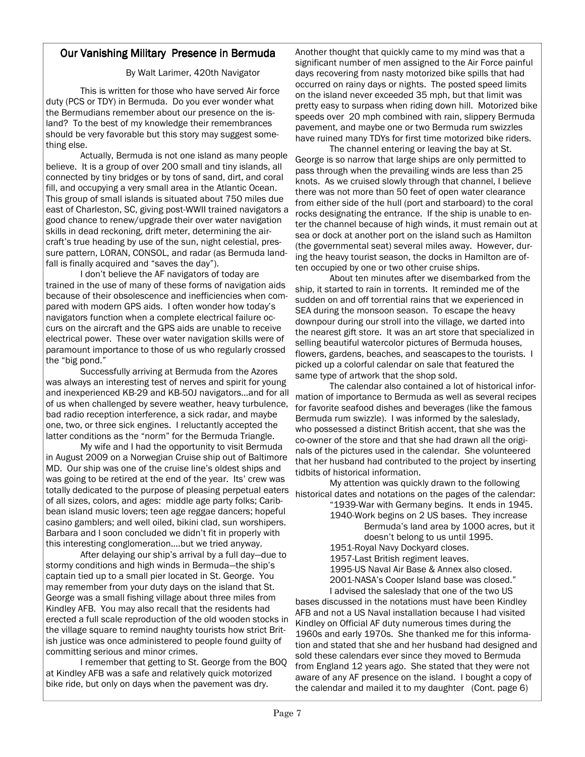## Our Vanishing Military Presence in Bermuda

By Walt Larimer, 420th Navigator

This is written for those who have served Air force duty (PCS or TDY) in Bermuda. Do you ever wonder what the Bermudians remember about our presence on the island? To the best of my knowledge their remembrances should be very favorable but this story may suggest something else.

Actually, Bermuda is not one island as many people believe. It is a group of over 200 small and tiny islands, all connected by tiny bridges or by tons of sand, dirt, and coral fill, and occupying a very small area in the Atlantic Ocean. This group of small islands is situated about 750 miles due east of Charleston, SC, giving post-WWII trained navigators a good chance to renew/upgrade their over water navigation skills in dead reckoning, drift meter, determining the aircraft's true heading by use of the sun, night celestial, pressure pattern, LORAN, CONSOL, and radar (as Bermuda landfall is finally acquired and "saves the day").

I don't believe the AF navigators of today are trained in the use of many of these forms of navigation aids because of their obsolescence and inefficiencies when compared with modern GPS aids. I often wonder how today's navigators function when a complete electrical failure occurs on the aircraft and the GPS aids are unable to receive electrical power. These over water navigation skills were of paramount importance to those of us who regularly crossed the "big pond."

Successfully arriving at Bermuda from the Azores was always an interesting test of nerves and spirit for young and inexperienced KB-29 and KB-50J navigators…and for all of us when challenged by severe weather, heavy turbulence, bad radio reception interference, a sick radar, and maybe one, two, or three sick engines. I reluctantly accepted the latter conditions as the "norm" for the Bermuda Triangle.

My wife and I had the opportunity to visit Bermuda in August 2009 on a Norwegian Cruise ship out of Baltimore MD. Our ship was one of the cruise line's oldest ships and was going to be retired at the end of the year. Its' crew was totally dedicated to the purpose of pleasing perpetual eaters of all sizes, colors, and ages: middle age party folks; Caribbean island music lovers; teen age reggae dancers; hopeful casino gamblers; and well oiled, bikini clad, sun worshipers. Barbara and I soon concluded we didn't fit in properly with this interesting conglomeration….but we tried anyway.

After delaying our ship's arrival by a full day—due to stormy conditions and high winds in Bermuda—the ship's captain tied up to a small pier located in St. George. You may remember from your duty days on the island that St. George was a small fishing village about three miles from Kindley AFB. You may also recall that the residents had erected a full scale reproduction of the old wooden stocks in the village square to remind naughty tourists how strict British justice was once administered to people found guilty of committing serious and minor crimes.

I remember that getting to St. George from the BOQ at Kindley AFB was a safe and relatively quick motorized bike ride, but only on days when the pavement was dry. Another thought that quickly came to my mind was that a significant number of men assigned to the Air Force painful days recovering from nasty motorized bike spills that had occurred on rainy days or nights. The posted speed limits on the island never exceeded 35 mph, but that limit was pretty easy to surpass when riding down hill. Motorized bike speeds over 20 mph combined with rain, slippery Bermuda pavement, and maybe one or two Bermuda rum swizzles have ruined many TDYs for first time motorized bike riders.

The channel entering or leaving the bay at St. George is so narrow that large ships are only permitted to pass through when the prevailing winds are less than 25 knots. As we cruised slowly through that channel, I believe there was not more than 50 feet of open water clearance from either side of the hull (port and starboard) to the coral rocks designating the entrance. If the ship is unable to enter the channel because of high winds, it must remain out at sea or dock at another port on the island such as Hamilton (the governmental seat) several miles away. However, during the heavy tourist season, the docks in Hamilton are often occupied by one or two other cruise ships.

About ten minutes after we disembarked from the ship, it started to rain in torrents. It reminded me of the sudden on and off torrential rains that we experienced in SEA during the monsoon season. To escape the heavy downpour during our stroll into the village, we darted into the nearest gift store. It was an art store that specialized in selling beautiful watercolor pictures of Bermuda houses, flowers, gardens, beaches, and seascapes to the tourists. I picked up a colorful calendar on sale that featured the same type of artwork that the shop sold.

The calendar also contained a lot of historical information of importance to Bermuda as well as several recipes for favorite seafood dishes and beverages (like the famous Bermuda rum swizzle). I was informed by the saleslady, who possessed a distinct British accent, that she was the co-owner of the store and that she had drawn all the originals of the pictures used in the calendar. She volunteered that her husband had contributed to the project by inserting tidbits of historical information.

My attention was quickly drawn to the following historical dates and notations on the pages of the calendar:

"1939-War with Germany begins. It ends in 1945.
1940-Work begins on 2 US bases. They increase Bermuda's land area by 1000 acres, but it doesn't belong to us until 1995.
1951-Royal Navy Dockyard closes.
1957-Last British regiment leaves.
1995-US Naval Air Base & Annex also closed.
2001-NASA's Cooper Island base was closed."

I advised the saleslady that one of the two US bases discussed in the notations must have been Kindley AFB and not a US Naval installation because I had visited Kindley on Official AF duty numerous times during the 1960s and early 1970s. She thanked me for this information and stated that she and her husband had designed and sold these calendars ever since they moved to Bermuda from England 12 years ago. She stated that they were not aware of any AF presence on the island. I bought a copy of the calendar and mailed it to my daughter (Cont. page 6)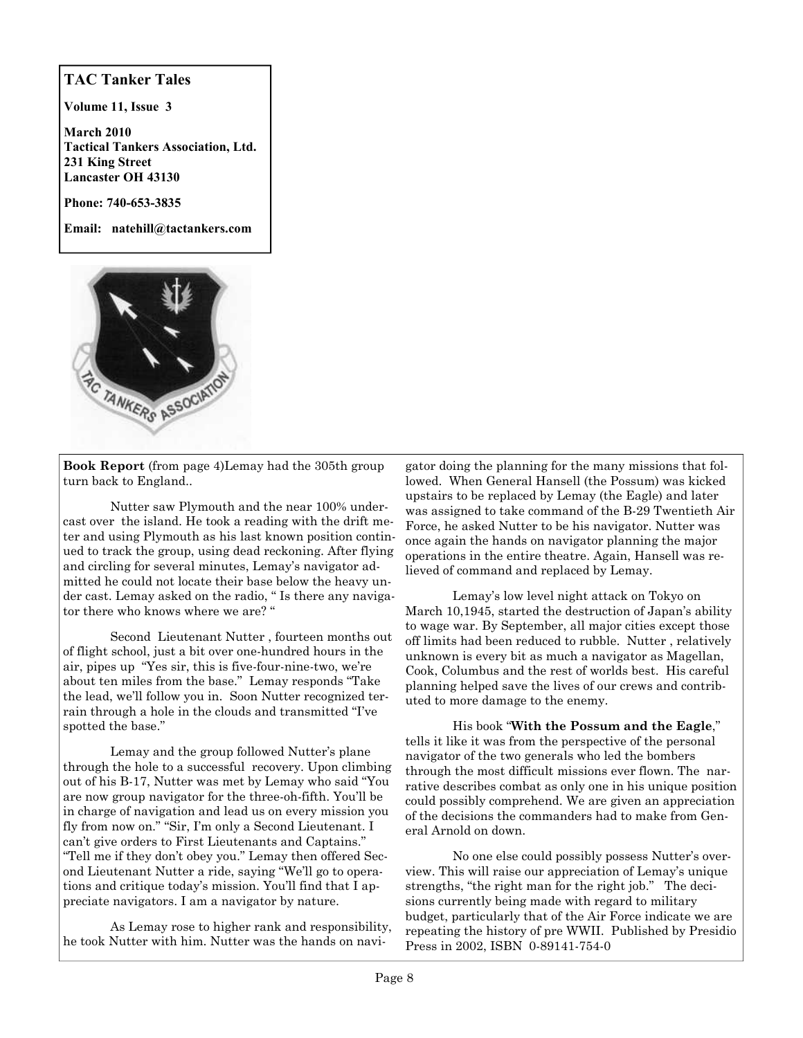**TAC Tanker Tales**

**Volume 11, Issue 3**

**March 2010**
**Tactical Tankers Association, Ltd.**
**231 King Street**
**Lancaster OH 43130**

**Phone: 740-653-3835**

**Email: natehill@tactankers.com**

**Book Report** (from page 4)Lemay had the 305th group turn back to England..

Nutter saw Plymouth and the near 100% undercast over the island. He took a reading with the drift meter and using Plymouth as his last known position continued to track the group, using dead reckoning. After flying and circling for several minutes, Lemay's navigator admitted he could not locate their base below the heavy under cast. Lemay asked on the radio, " Is there any navigator there who knows where we are? "

Second Lieutenant Nutter , fourteen months out of flight school, just a bit over one-hundred hours in the air, pipes up "Yes sir, this is five-four-nine-two, we're about ten miles from the base." Lemay responds "Take the lead, we'll follow you in. Soon Nutter recognized terrain through a hole in the clouds and transmitted "I've spotted the base."

Lemay and the group followed Nutter's plane through the hole to a successful recovery. Upon climbing out of his B-17, Nutter was met by Lemay who said "You are now group navigator for the three-oh-fifth. You'll be in charge of navigation and lead us on every mission you fly from now on." "Sir, I'm only a Second Lieutenant. I can't give orders to First Lieutenants and Captains." "Tell me if they don't obey you." Lemay then offered Second Lieutenant Nutter a ride, saying "We'll go to operations and critique today's mission. You'll find that I appreciate navigators. I am a navigator by nature.

As Lemay rose to higher rank and responsibility, he took Nutter with him. Nutter was the hands on navigator doing the planning for the many missions that followed. When General Hansell (the Possum) was kicked upstairs to be replaced by Lemay (the Eagle) and later was assigned to take command of the B-29 Twentieth Air Force, he asked Nutter to be his navigator. Nutter was once again the hands on navigator planning the major operations in the entire theatre. Again, Hansell was relieved of command and replaced by Lemay.

Lemay's low level night attack on Tokyo on March 10,1945, started the destruction of Japan's ability to wage war. By September, all major cities except those off limits had been reduced to rubble. Nutter , relatively unknown is every bit as much a navigator as Magellan, Cook, Columbus and the rest of worlds best. His careful planning helped save the lives of our crews and contributed to more damage to the enemy.

His book "**With the Possum and the Eagle**," tells it like it was from the perspective of the personal navigator of the two generals who led the bombers through the most difficult missions ever flown. The narrative describes combat as only one in his unique position could possibly comprehend. We are given an appreciation of the decisions the commanders had to make from General Arnold on down.

No one else could possibly possess Nutter's overview. This will raise our appreciation of Lemay's unique strengths, "the right man for the right job." The decisions currently being made with regard to military budget, particularly that of the Air Force indicate we are repeating the history of pre WWII. Published by Presidio Press in 2002, ISBN 0-89141-754-0